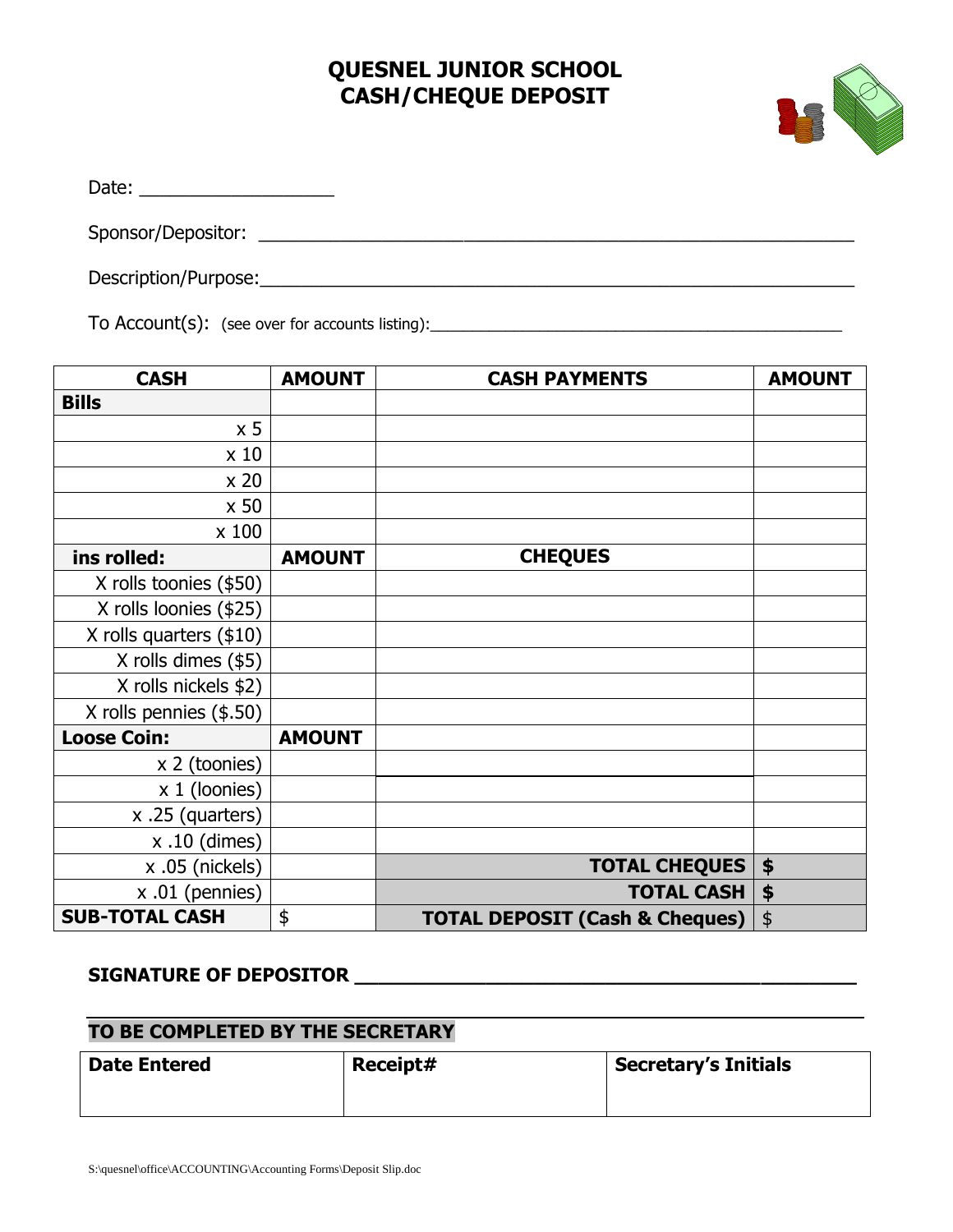# QUESNEL JUNIOR SCHOOL
# CASH/CHEQUE DEPOSIT

Date: ___________________

Sponsor/Depositor: ___________________________________________________________

Description/Purpose:___________________________________________________________

To Account(s): (see over for accounts listing):_______________________________________________

| CASH | AMOUNT | CASH PAYMENTS | AMOUNT |
|---|---|---|---|
| **Bills** | | | |
| x 5 | | | |
| x 10 | | | |
| x 20 | | | |
| x 50 | | | |
| x 100 | | | |
| **ins rolled:** | **AMOUNT** | **CHEQUES** | |
| X rolls toonies ($50) | | | |
| X rolls loonies ($25) | | | |
| X rolls quarters ($10) | | | |
| X rolls dimes ($5) | | | |
| X rolls nickels $2) | | | |
| X rolls pennies ($.50) | | | |
| **Loose Coin:** | **AMOUNT** | | |
| x 2 (toonies) | | | |
| x 1 (loonies) | | | |
| x .25 (quarters) | | | |
| x .10 (dimes) | | | |
| x .05 (nickels) | | **TOTAL CHEQUES** | **$** |
| x .01 (pennies) | | **TOTAL CASH** | **$** |
| **SUB-TOTAL CASH** | $ | **TOTAL DEPOSIT (Cash & Cheques)** | $ |

**SIGNATURE OF DEPOSITOR** ___________________________________________

**TO BE COMPLETED BY THE SECRETARY**

| Date Entered | Receipt# | Secretary's Initials |
|---|---|---|
| | | |

S:\quesnel\office\ACCOUNTING\Accounting Forms\Deposit Slip.doc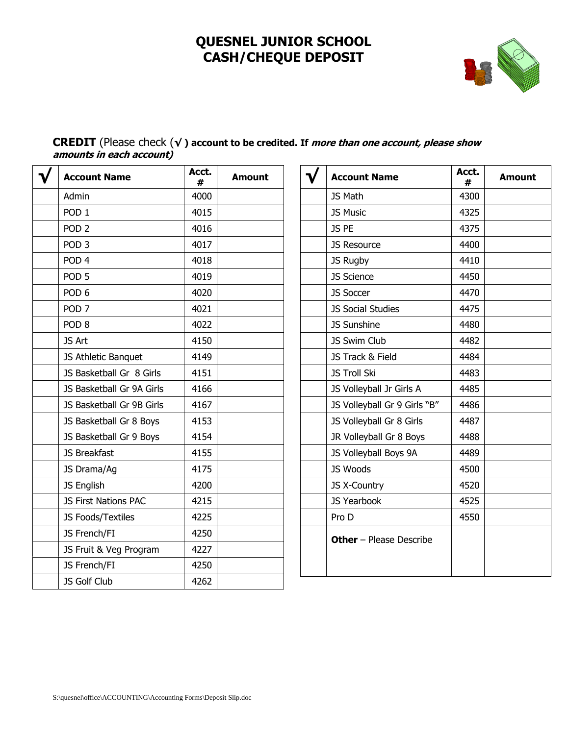# QUESNEL JUNIOR SCHOOL
# CASH/CHEQUE DEPOSIT

**CREDIT** (Please check (√ **) account to be credited. If** ***more than one account, please show amounts in each account)***

| √ | Account Name | Acct. # | Amount |
|---|---|---|---|
| | Admin | 4000 | |
| | POD 1 | 4015 | |
| | POD 2 | 4016 | |
| | POD 3 | 4017 | |
| | POD 4 | 4018 | |
| | POD 5 | 4019 | |
| | POD 6 | 4020 | |
| | POD 7 | 4021 | |
| | POD 8 | 4022 | |
| | JS Art | 4150 | |
| | JS Athletic Banquet | 4149 | |
| | JS Basketball Gr 8 Girls | 4151 | |
| | JS Basketball Gr 9A Girls | 4166 | |
| | JS Basketball Gr 9B Girls | 4167 | |
| | JS Basketball Gr 8 Boys | 4153 | |
| | JS Basketball Gr 9 Boys | 4154 | |
| | JS Breakfast | 4155 | |
| | JS Drama/Ag | 4175 | |
| | JS English | 4200 | |
| | JS First Nations PAC | 4215 | |
| | JS Foods/Textiles | 4225 | |
| | JS French/FI | 4250 | |
| | JS Fruit & Veg Program | 4227 | |
| | JS French/FI | 4250 | |
| | JS Golf Club | 4262 | |

| √ | Account Name | Acct. # | Amount |
|---|---|---|---|
| | JS Math | 4300 | |
| | JS Music | 4325 | |
| | JS PE | 4375 | |
| | JS Resource | 4400 | |
| | JS Rugby | 4410 | |
| | JS Science | 4450 | |
| | JS Soccer | 4470 | |
| | JS Social Studies | 4475 | |
| | JS Sunshine | 4480 | |
| | JS Swim Club | 4482 | |
| | JS Track & Field | 4484 | |
| | JS Troll Ski | 4483 | |
| | JS Volleyball Jr Girls A | 4485 | |
| | JS Volleyball Gr 9 Girls "B" | 4486 | |
| | JS Volleyball Gr 8 Girls | 4487 | |
| | JR Volleyball Gr 8 Boys | 4488 | |
| | JS Volleyball Boys 9A | 4489 | |
| | JS Woods | 4500 | |
| | JS X-Country | 4520 | |
| | JS Yearbook | 4525 | |
| | Pro D | 4550 | |
| | **Other** – Please Describe | | |

S:\quesnel\office\ACCOUNTING\Accounting Forms\Deposit Slip.doc